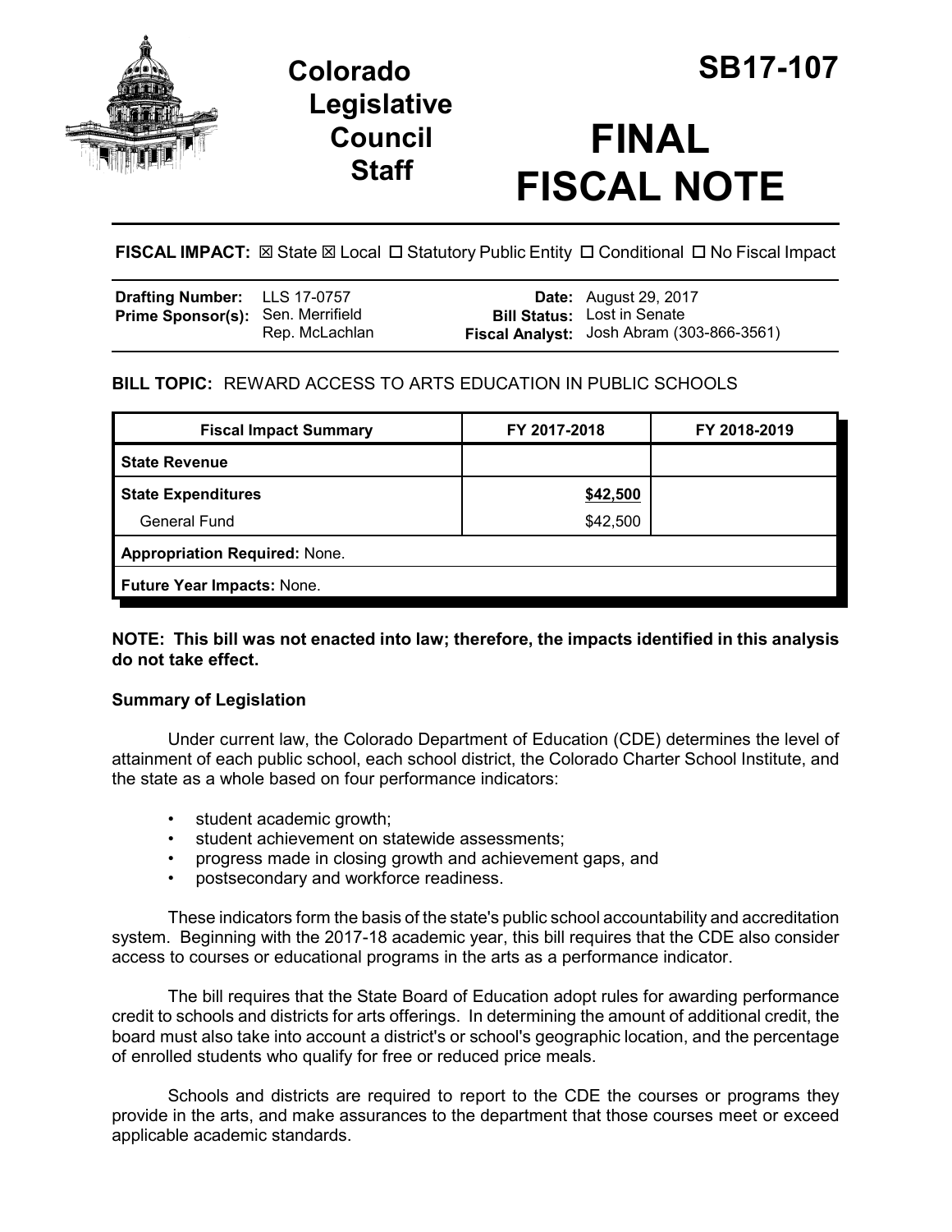# Colorado Legislative Council Staff

# SB17-107

# FINAL FISCAL NOTE

**FISCAL IMPACT:** ☒ State ☒ Local ☐ Statutory Public Entity ☐ Conditional ☐ No Fiscal Impact

| | | | |
|---|---|---|---|
| **Drafting Number:** | LLS 17-0757 | **Date:** | August 29, 2017 |
| **Prime Sponsor(s):** | Sen. Merrifield<br>Rep. McLachlan | **Bill Status:** | Lost in Senate |
| | | **Fiscal Analyst:** | Josh Abram (303-866-3561) |

**BILL TOPIC:** REWARD ACCESS TO ARTS EDUCATION IN PUBLIC SCHOOLS

| Fiscal Impact Summary | FY 2017-2018 | FY 2018-2019 |
|---|---|---|
| **State Revenue** | | |
| **State Expenditures** | **$42,500** | |
| General Fund | $42,500 | |
| **Appropriation Required:** None. | | |
| **Future Year Impacts:** None. | | |

**NOTE: This bill was not enacted into law; therefore, the impacts identified in this analysis do not take effect.**

### Summary of Legislation

Under current law, the Colorado Department of Education (CDE) determines the level of attainment of each public school, each school district, the Colorado Charter School Institute, and the state as a whole based on four performance indicators:

- student academic growth;
- student achievement on statewide assessments;
- progress made in closing growth and achievement gaps, and
- postsecondary and workforce readiness.

These indicators form the basis of the state's public school accountability and accreditation system. Beginning with the 2017-18 academic year, this bill requires that the CDE also consider access to courses or educational programs in the arts as a performance indicator.

The bill requires that the State Board of Education adopt rules for awarding performance credit to schools and districts for arts offerings. In determining the amount of additional credit, the board must also take into account a district's or school's geographic location, and the percentage of enrolled students who qualify for free or reduced price meals.

Schools and districts are required to report to the CDE the courses or programs they provide in the arts, and make assurances to the department that those courses meet or exceed applicable academic standards.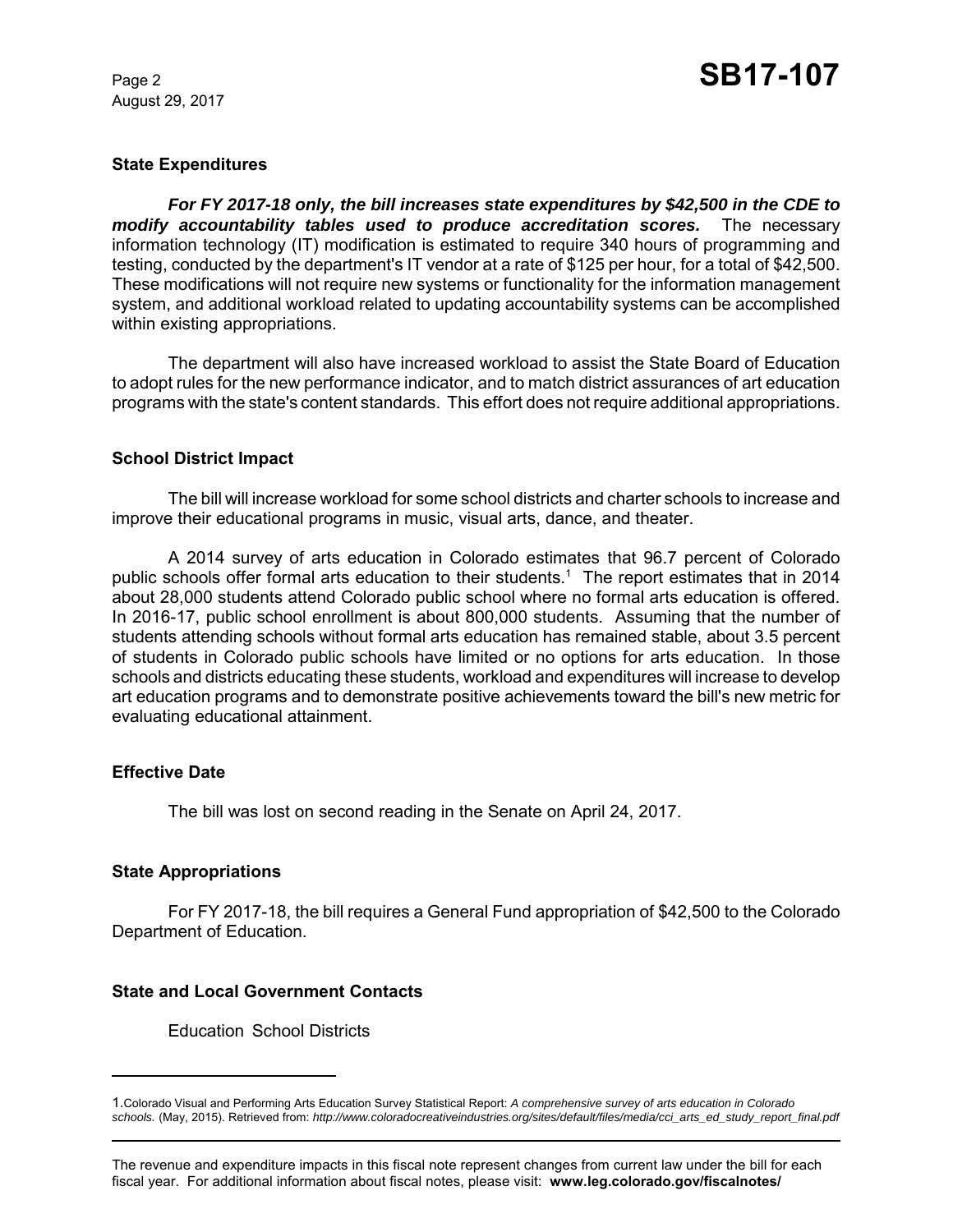## State Expenditures

***For FY 2017-18 only, the bill increases state expenditures by $42,500 in the CDE to modify accountability tables used to produce accreditation scores.*** The necessary information technology (IT) modification is estimated to require 340 hours of programming and testing, conducted by the department's IT vendor at a rate of $125 per hour, for a total of $42,500. These modifications will not require new systems or functionality for the information management system, and additional workload related to updating accountability systems can be accomplished within existing appropriations.

The department will also have increased workload to assist the State Board of Education to adopt rules for the new performance indicator, and to match district assurances of art education programs with the state's content standards. This effort does not require additional appropriations.

## School District Impact

The bill will increase workload for some school districts and charter schools to increase and improve their educational programs in music, visual arts, dance, and theater.

A 2014 survey of arts education in Colorado estimates that 96.7 percent of Colorado public schools offer formal arts education to their students.[1] The report estimates that in 2014 about 28,000 students attend Colorado public school where no formal arts education is offered. In 2016-17, public school enrollment is about 800,000 students. Assuming that the number of students attending schools without formal arts education has remained stable, about 3.5 percent of students in Colorado public schools have limited or no options for arts education. In those schools and districts educating these students, workload and expenditures will increase to develop art education programs and to demonstrate positive achievements toward the bill's new metric for evaluating educational attainment.

## Effective Date

The bill was lost on second reading in the Senate on April 24, 2017.

## State Appropriations

For FY 2017-18, the bill requires a General Fund appropriation of $42,500 to the Colorado Department of Education.

## State and Local Government Contacts

Education School Districts

---

1. Colorado Visual and Performing Arts Education Survey Statistical Report: *A comprehensive survey of arts education in Colorado schools.* (May, 2015). Retrieved from: *http://www.coloradocreativeindustries.org/sites/default/files/media/cci_arts_ed_study_report_final.pdf*

---

The revenue and expenditure impacts in this fiscal note represent changes from current law under the bill for each fiscal year. For additional information about fiscal notes, please visit: **www.leg.colorado.gov/fiscalnotes/**